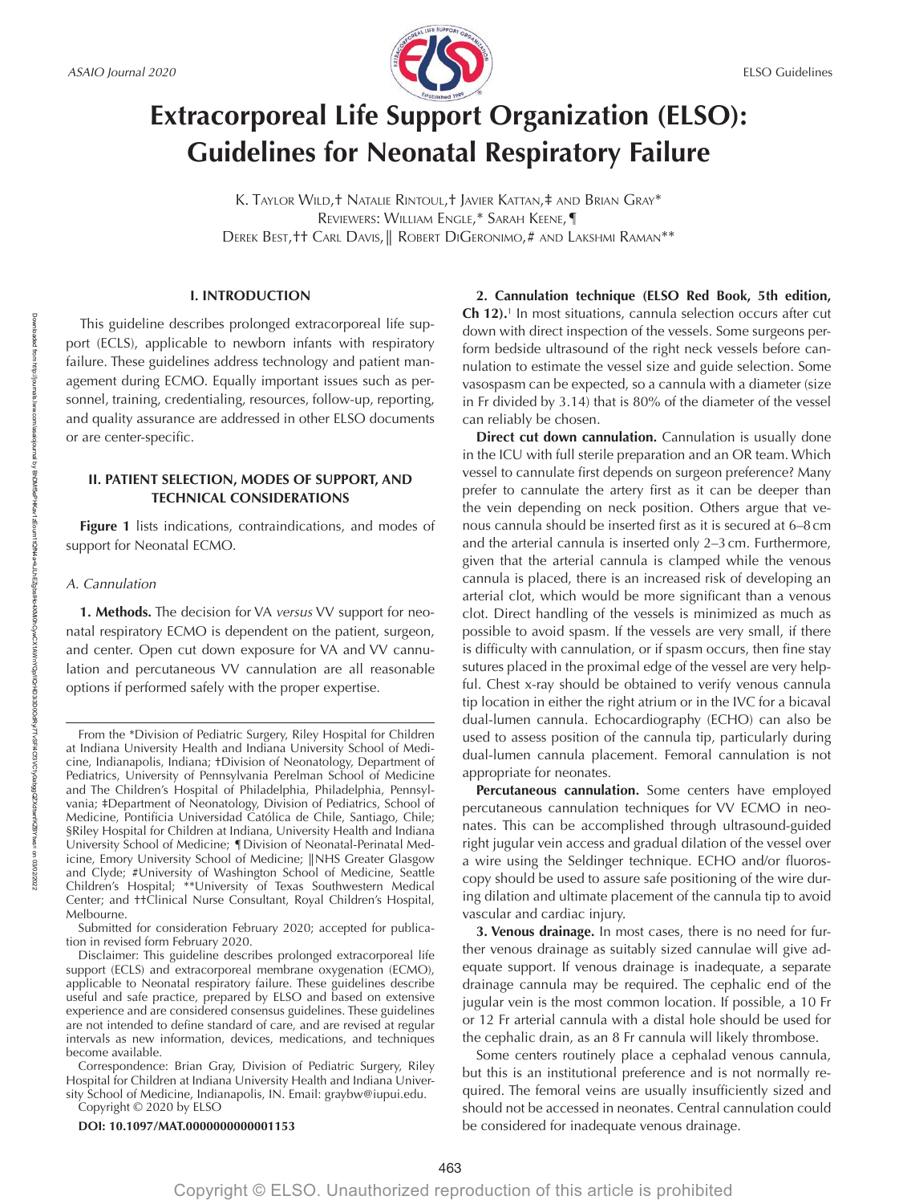# Extracorporeal Life Support Organization (ELSO): Guidelines for Neonatal Respiratory Failure

K. Taylor Wild,† Natalie Rintoul,† Javier Kattan,‡ and Brian Gray*
Reviewers: William Engle,* Sarah Keene,¶
Derek Best,†† Carl Davis,‖ Robert DiGeronimo,# and Lakshmi Raman**

## I. INTRODUCTION

This guideline describes prolonged extracorporeal life support (ECLS), applicable to newborn infants with respiratory failure. These guidelines address technology and patient management during ECMO. Equally important issues such as personnel, training, credentialing, resources, follow-up, reporting, and quality assurance are addressed in other ELSO documents or are center-specific.

## II. PATIENT SELECTION, MODES OF SUPPORT, AND TECHNICAL CONSIDERATIONS

**Figure 1** lists indications, contraindications, and modes of support for Neonatal ECMO.

### A. Cannulation

**1. Methods.** The decision for VA *versus* VV support for neonatal respiratory ECMO is dependent on the patient, surgeon, and center. Open cut down exposure for VA and VV cannulation and percutaneous VV cannulation are all reasonable options if performed safely with the proper expertise.

**2. Cannulation technique (ELSO Red Book, 5th edition, Ch 12).**[1] In most situations, cannula selection occurs after cut down with direct inspection of the vessels. Some surgeons perform bedside ultrasound of the right neck vessels before cannulation to estimate the vessel size and guide selection. Some vasospasm can be expected, so a cannula with a diameter (size in Fr divided by 3.14) that is 80% of the diameter of the vessel can reliably be chosen.

**Direct cut down cannulation.** Cannulation is usually done in the ICU with full sterile preparation and an OR team. Which vessel to cannulate first depends on surgeon preference? Many prefer to cannulate the artery first as it can be deeper than the vein depending on neck position. Others argue that venous cannula should be inserted first as it is secured at 6–8 cm and the arterial cannula is inserted only 2–3 cm. Furthermore, given that the arterial cannula is clamped while the venous cannula is placed, there is an increased risk of developing an arterial clot, which would be more significant than a venous clot. Direct handling of the vessels is minimized as much as possible to avoid spasm. If the vessels are very small, if there is difficulty with cannulation, or if spasm occurs, then fine stay sutures placed in the proximal edge of the vessel are very helpful. Chest x-ray should be obtained to verify venous cannula tip location in either the right atrium or in the IVC for a bicaval dual-lumen cannula. Echocardiography (ECHO) can also be used to assess position of the cannula tip, particularly during dual-lumen cannula placement. Femoral cannulation is not appropriate for neonates.

**Percutaneous cannulation.** Some centers have employed percutaneous cannulation techniques for VV ECMO in neonates. This can be accomplished through ultrasound-guided right jugular vein access and gradual dilation of the vessel over a wire using the Seldinger technique. ECHO and/or fluoroscopy should be used to assure safe positioning of the wire during dilation and ultimate placement of the cannula tip to avoid vascular and cardiac injury.

**3. Venous drainage.** In most cases, there is no need for further venous drainage as suitably sized cannulae will give adequate support. If venous drainage is inadequate, a separate drainage cannula may be required. The cephalic end of the jugular vein is the most common location. If possible, a 10 Fr or 12 Fr arterial cannula with a distal hole should be used for the cephalic drain, as an 8 Fr cannula will likely thrombose.

Some centers routinely place a cephalad venous cannula, but this is an institutional preference and is not normally required. The femoral veins are usually insufficiently sized and should not be accessed in neonates. Central cannulation could be considered for inadequate venous drainage.

---

From the *Division of Pediatric Surgery, Riley Hospital for Children at Indiana University Health and Indiana University School of Medicine, Indianapolis, Indiana; †Division of Neonatology, Department of Pediatrics, University of Pennsylvania Perelman School of Medicine and The Children's Hospital of Philadelphia, Philadelphia, Pennsylvania; ‡Department of Neonatology, Division of Pediatrics, School of Medicine, Pontificia Universidad Católica de Chile, Santiago, Chile; §Riley Hospital for Children at Indiana, University Health and Indiana University School of Medicine; ¶Division of Neonatal-Perinatal Medicine, Emory University School of Medicine; ‖NHS Greater Glasgow and Clyde; #University of Washington School of Medicine, Seattle Children's Hospital; **University of Texas Southwestern Medical Center; and ††Clinical Nurse Consultant, Royal Children's Hospital, Melbourne.

Submitted for consideration February 2020; accepted for publication in revised form February 2020.

Disclaimer: This guideline describes prolonged extracorporeal life support (ECLS) and extracorporeal membrane oxygenation (ECMO), applicable to Neonatal respiratory failure. These guidelines describe useful and safe practice, prepared by ELSO and based on extensive experience and are considered consensus guidelines. These guidelines are not intended to define standard of care, and are revised at regular intervals as new information, devices, medications, and techniques become available.

Correspondence: Brian Gray, Division of Pediatric Surgery, Riley Hospital for Children at Indiana University Health and Indiana University School of Medicine, Indianapolis, IN. Email: graybw@iupui.edu.

Copyright © 2020 by ELSO

**DOI: 10.1097/MAT.0000000000001153**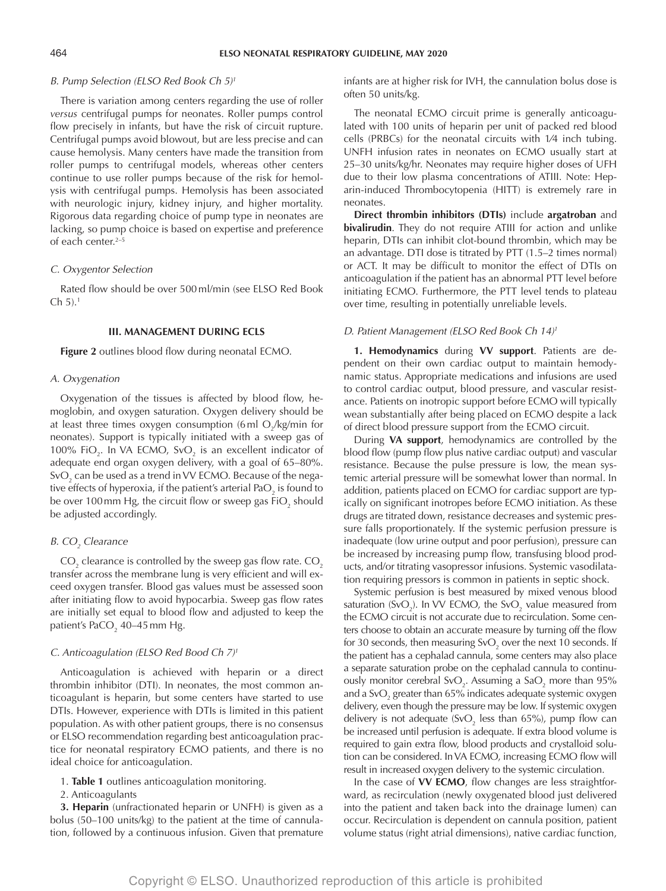*B. Pump Selection (ELSO Red Book Ch 5)*[1]

There is variation among centers regarding the use of roller *versus* centrifugal pumps for neonates. Roller pumps control flow precisely in infants, but have the risk of circuit rupture. Centrifugal pumps avoid blowout, but are less precise and can cause hemolysis. Many centers have made the transition from roller pumps to centrifugal models, whereas other centers continue to use roller pumps because of the risk for hemolysis with centrifugal pumps. Hemolysis has been associated with neurologic injury, kidney injury, and higher mortality. Rigorous data regarding choice of pump type in neonates are lacking, so pump choice is based on expertise and preference of each center.[2–5]

*C. Oxygentor Selection*

Rated flow should be over 500 ml/min (see ELSO Red Book Ch 5).[1]

### III. MANAGEMENT DURING ECLS

**Figure 2** outlines blood flow during neonatal ECMO.

*A. Oxygenation*

Oxygenation of the tissues is affected by blood flow, hemoglobin, and oxygen saturation. Oxygen delivery should be at least three times oxygen consumption (6 ml $O_2$/kg/min for neonates). Support is typically initiated with a sweep gas of 100% $FiO_2$. In VA ECMO, $SvO_2$ is an excellent indicator of adequate end organ oxygen delivery, with a goal of 65–80%. $SvO_2$ can be used as a trend in VV ECMO. Because of the negative effects of hyperoxia, if the patient's arterial $PaO_2$ is found to be over 100 mm Hg, the circuit flow or sweep gas $FiO_2$ should be adjusted accordingly.

*B. $CO_2$ Clearance*

$CO_2$ clearance is controlled by the sweep gas flow rate. $CO_2$ transfer across the membrane lung is very efficient and will exceed oxygen transfer. Blood gas values must be assessed soon after initiating flow to avoid hypocarbia. Sweep gas flow rates are initially set equal to blood flow and adjusted to keep the patient's $PaCO_2$ 40–45 mm Hg.

*C. Anticoagulation (ELSO Red Bood Ch 7)*[1]

Anticoagulation is achieved with heparin or a direct thrombin inhibitor (DTI). In neonates, the most common anticoagulant is heparin, but some centers have started to use DTIs. However, experience with DTIs is limited in this patient population. As with other patient groups, there is no consensus or ELSO recommendation regarding best anticoagulation practice for neonatal respiratory ECMO patients, and there is no ideal choice for anticoagulation.

1. **Table 1** outlines anticoagulation monitoring.
2. Anticoagulants

**3. Heparin** (unfractionated heparin or UNFH) is given as a bolus (50–100 units/kg) to the patient at the time of cannulation, followed by a continuous infusion. Given that premature infants are at higher risk for IVH, the cannulation bolus dose is often 50 units/kg.

The neonatal ECMO circuit prime is generally anticoagulated with 100 units of heparin per unit of packed red blood cells (PRBCs) for the neonatal circuits with 1⁄4 inch tubing. UNFH infusion rates in neonates on ECMO usually start at 25–30 units/kg/hr. Neonates may require higher doses of UFH due to their low plasma concentrations of ATIII. Note: Heparin-induced Thrombocytopenia (HITT) is extremely rare in neonates.

**Direct thrombin inhibitors (DTIs)** include **argatroban** and **bivalirudin**. They do not require ATIII for action and unlike heparin, DTIs can inhibit clot-bound thrombin, which may be an advantage. DTI dose is titrated by PTT (1.5–2 times normal) or ACT. It may be difficult to monitor the effect of DTIs on anticoagulation if the patient has an abnormal PTT level before initiating ECMO. Furthermore, the PTT level tends to plateau over time, resulting in potentially unreliable levels.

*D. Patient Management (ELSO Red Book Ch 14)*[1]

**1. Hemodynamics** during **VV support**. Patients are dependent on their own cardiac output to maintain hemodynamic status. Appropriate medications and infusions are used to control cardiac output, blood pressure, and vascular resistance. Patients on inotropic support before ECMO will typically wean substantially after being placed on ECMO despite a lack of direct blood pressure support from the ECMO circuit.

During **VA support**, hemodynamics are controlled by the blood flow (pump flow plus native cardiac output) and vascular resistance. Because the pulse pressure is low, the mean systemic arterial pressure will be somewhat lower than normal. In addition, patients placed on ECMO for cardiac support are typically on significant inotropes before ECMO initiation. As these drugs are titrated down, resistance decreases and systemic pressure falls proportionately. If the systemic perfusion pressure is inadequate (low urine output and poor perfusion), pressure can be increased by increasing pump flow, transfusing blood products, and/or titrating vasopressor infusions. Systemic vasodilatation requiring pressors is common in patients in septic shock.

Systemic perfusion is best measured by mixed venous blood saturation ($SvO_2$). In VV ECMO, the $SvO_2$ value measured from the ECMO circuit is not accurate due to recirculation. Some centers choose to obtain an accurate measure by turning off the flow for 30 seconds, then measuring $SvO_2$ over the next 10 seconds. If the patient has a cephalad cannula, some centers may also place a separate saturation probe on the cephalad cannula to continuously monitor cerebral $SvO_2$. Assuming a $SaO_2$ more than 95% and a $SvO_2$ greater than 65% indicates adequate systemic oxygen delivery, even though the pressure may be low. If systemic oxygen delivery is not adequate ($SvO_2$ less than 65%), pump flow can be increased until perfusion is adequate. If extra blood volume is required to gain extra flow, blood products and crystalloid solution can be considered. In VA ECMO, increasing ECMO flow will result in increased oxygen delivery to the systemic circulation.

In the case of **VV ECMO**, flow changes are less straightforward, as recirculation (newly oxygenated blood just delivered into the patient and taken back into the drainage lumen) can occur. Recirculation is dependent on cannula position, patient volume status (right atrial dimensions), native cardiac function,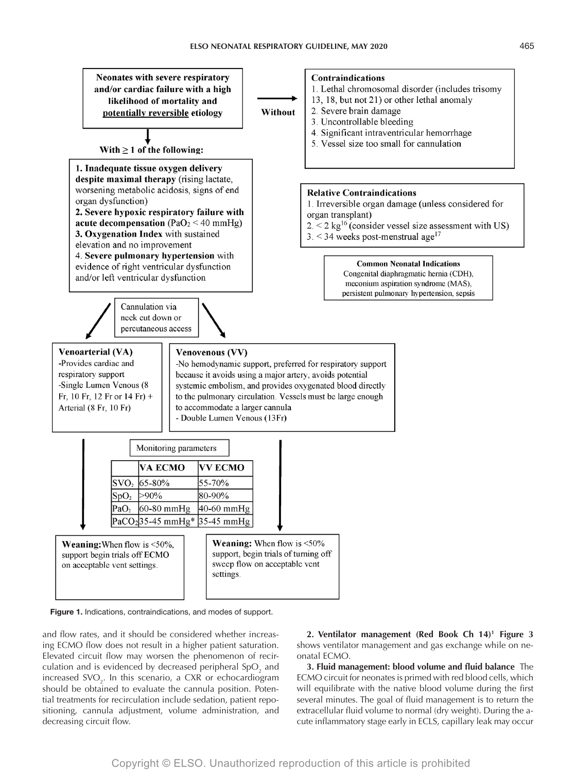**Neonates with severe respiratory and/or cardiac failure with a high likelihood of mortality and potentially reversible etiology**

**Without** →

**Contraindications**

1. Lethal chromosomal disorder (includes trisomy 13, 18, but not 21) or other lethal anomaly
2. Severe brain damage
3. Uncontrollable bleeding
4. Significant intraventricular hemorrhage
5. Vessel size too small for cannulation

**Relative Contraindications**

1. Irreversible organ damage (unless considered for organ transplant)
2. < 2 kg[16] (consider vessel size assessment with US)
3. < 34 weeks post-menstrual age[17]

**Common Neonatal Indications**

Congenital diaphragmatic hernia (CDH), meconium aspiration syndrome (MAS), persistent pulmonary hypertension, sepsis

**With ≥ 1 of the following:**

1. **Inadequate tissue oxygen delivery despite maximal therapy** (rising lactate, worsening metabolic acidosis, signs of end organ dysfunction)
2. **Severe hypoxic respiratory failure with acute decompensation** ($PaO_2$ < 40 mmHg)
3. **Oxygenation Index** with sustained elevation and no improvement
4. **Severe pulmonary hypertension** with evidence of right ventricular dysfunction and/or left ventricular dysfunction

Cannulation via neck cut down or percutaneous access

**Venoarterial (VA)**
- Provides cardiac and respiratory support
- Single Lumen Venous (8 Fr, 10 Fr, 12 Fr or 14 Fr) + Arterial (8 Fr, 10 Fr)

**Venovenous (VV)**
- No hemodynamic support, preferred for respiratory support because it avoids using a major artery, avoids potential systemic embolism, and provides oxygenated blood directly to the pulmonary circulation. Vessels must be large enough to accommodate a larger cannula
- Double Lumen Venous (13Fr)

Monitoring parameters

| | VA ECMO | VV ECMO |
|---|---|---|
| $SVO_2$ | 65-80% | 55-70% |
| $SpO_2$ | >90% | 80-90% |
| $PaO_2$ | 60-80 mmHg | 40-60 mmHg |
| $PaCO_2$ | 35-45 mmHg* | 35-45 mmHg |

**Weaning:** When flow is <50%, support begin trials off ECMO on acceptable vent settings.

**Weaning:** When flow is <50% support, begin trials of turning off sweep flow on acceptable vent settings.

**Figure 1.** Indications, contraindications, and modes of support.

and flow rates, and it should be considered whether increasing ECMO flow does not result in a higher patient saturation. Elevated circuit flow may worsen the phenomenon of recirculation and is evidenced by decreased peripheral $SpO_2$ and increased $SVO_2$. In this scenario, a CXR or echocardiogram should be obtained to evaluate the cannula position. Potential treatments for recirculation include sedation, patient repositioning, cannula adjustment, volume administration, and decreasing circuit flow.

**2. Ventilator management (Red Book Ch 14)[1]** **Figure 3** shows ventilator management and gas exchange while on neonatal ECMO.

**3. Fluid management: blood volume and fluid balance** The ECMO circuit for neonates is primed with red blood cells, which will equilibrate with the native blood volume during the first several minutes. The goal of fluid management is to return the extracellular fluid volume to normal (dry weight). During the acute inflammatory stage early in ECLS, capillary leak may occur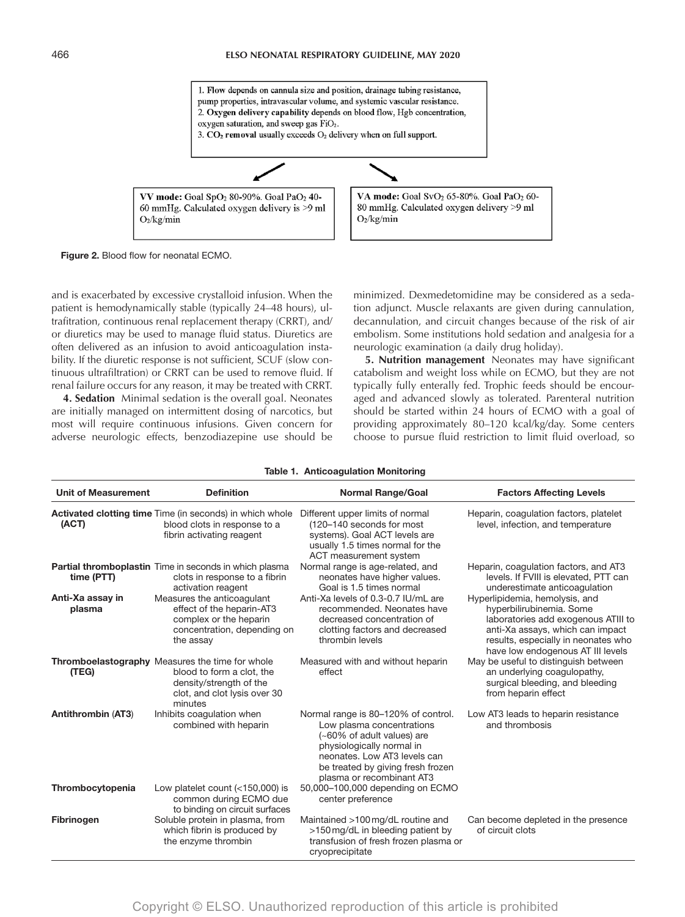1. Flow depends on cannula size and position, drainage tubing resistance, pump properties, intravascular volume, and systemic vascular resistance.
2. **Oxygen delivery capability** depends on blood flow, Hgb concentration, oxygen saturation, and sweep gas $FiO_2$.
3. **$CO_2$ removal** usually exceeds $O_2$ delivery when on full support.

**VV mode:** Goal $SpO_2$ 80-90%. Goal $PaO_2$ 40-60 mmHg. Calculated oxygen delivery is >9 ml $O_2$/kg/min

**VA mode:** Goal $SvO_2$ 65-80%. Goal $PaO_2$ 60-80 mmHg. Calculated oxygen delivery >9 ml $O_2$/kg/min

**Figure 2.** Blood flow for neonatal ECMO.

and is exacerbated by excessive crystalloid infusion. When the patient is hemodynamically stable (typically 24–48 hours), ultrafitration, continuous renal replacement therapy (CRRT), and/or diuretics may be used to manage fluid status. Diuretics are often delivered as an infusion to avoid anticoagulation instability. If the diuretic response is not sufficient, SCUF (slow continuous ultrafiltration) or CRRT can be used to remove fluid. If renal failure occurs for any reason, it may be treated with CRRT.

**4. Sedation** Minimal sedation is the overall goal. Neonates are initially managed on intermittent dosing of narcotics, but most will require continuous infusions. Given concern for adverse neurologic effects, benzodiazepine use should be minimized. Dexmedetomidine may be considered as a sedation adjunct. Muscle relaxants are given during cannulation, decannulation, and circuit changes because of the risk of air embolism. Some institutions hold sedation and analgesia for a neurologic examination (a daily drug holiday).

**5. Nutrition management** Neonates may have significant catabolism and weight loss while on ECMO, but they are not typically fully enterally fed. Trophic feeds should be encouraged and advanced slowly as tolerated. Parenteral nutrition should be started within 24 hours of ECMO with a goal of providing approximately 80–120 kcal/kg/day. Some centers choose to pursue fluid restriction to limit fluid overload, so

**Table 1. Anticoagulation Monitoring**

| Unit of Measurement | Definition | Normal Range/Goal | Factors Affecting Levels |
|---|---|---|---|
| **Activated clotting time (ACT)** | Time (in seconds) in which whole blood clots in response to a fibrin activating reagent | Different upper limits of normal (120–140 seconds for most systems). Goal ACT levels are usually 1.5 times normal for the ACT measurement system | Heparin, coagulation factors, platelet level, infection, and temperature |
| **Partial thromboplastin time (PTT)** | Time in seconds in which plasma clots in response to a fibrin activation reagent | Normal range is age-related, and neonates have higher values. Goal is 1.5 times normal | Heparin, coagulation factors, and AT3 levels. If FVIII is elevated, PTT can underestimate anticoagulation |
| **Anti-Xa assay in plasma** | Measures the anticoagulant effect of the heparin-AT3 complex or the heparin concentration, depending on the assay | Anti-Xa levels of 0.3-0.7 IU/mL are recommended. Neonates have decreased concentration of clotting factors and decreased thrombin levels | Hyperlipidemia, hemolysis, and hyperbilirubinemia. Some laboratories add exogenous ATIII to anti-Xa assays, which can impact results, especially in neonates who have low endogenous AT III levels |
| **Thromboelastography (TEG)** | Measures the time for whole blood to form a clot, the density/strength of the clot, and clot lysis over 30 minutes | Measured with and without heparin effect | May be useful to distinguish between an underlying coagulopathy, surgical bleeding, and bleeding from heparin effect |
| **Antithrombin (AT3)** | Inhibits coagulation when combined with heparin | Normal range is 80–120% of control. Low plasma concentrations (~60% of adult values) are physiologically normal in neonates. Low AT3 levels can be treated by giving fresh frozen plasma or recombinant AT3 | Low AT3 leads to heparin resistance and thrombosis |
| **Thrombocytopenia** | Low platelet count (<150,000) is common during ECMO due to binding on circuit surfaces | 50,000–100,000 depending on ECMO center preference | |
| **Fibrinogen** | Soluble protein in plasma, from which fibrin is produced by the enzyme thrombin | Maintained >100 mg/dL routine and >150 mg/dL in bleeding patient by transfusion of fresh frozen plasma or cryoprecipitate | Can become depleted in the presence of circuit clots |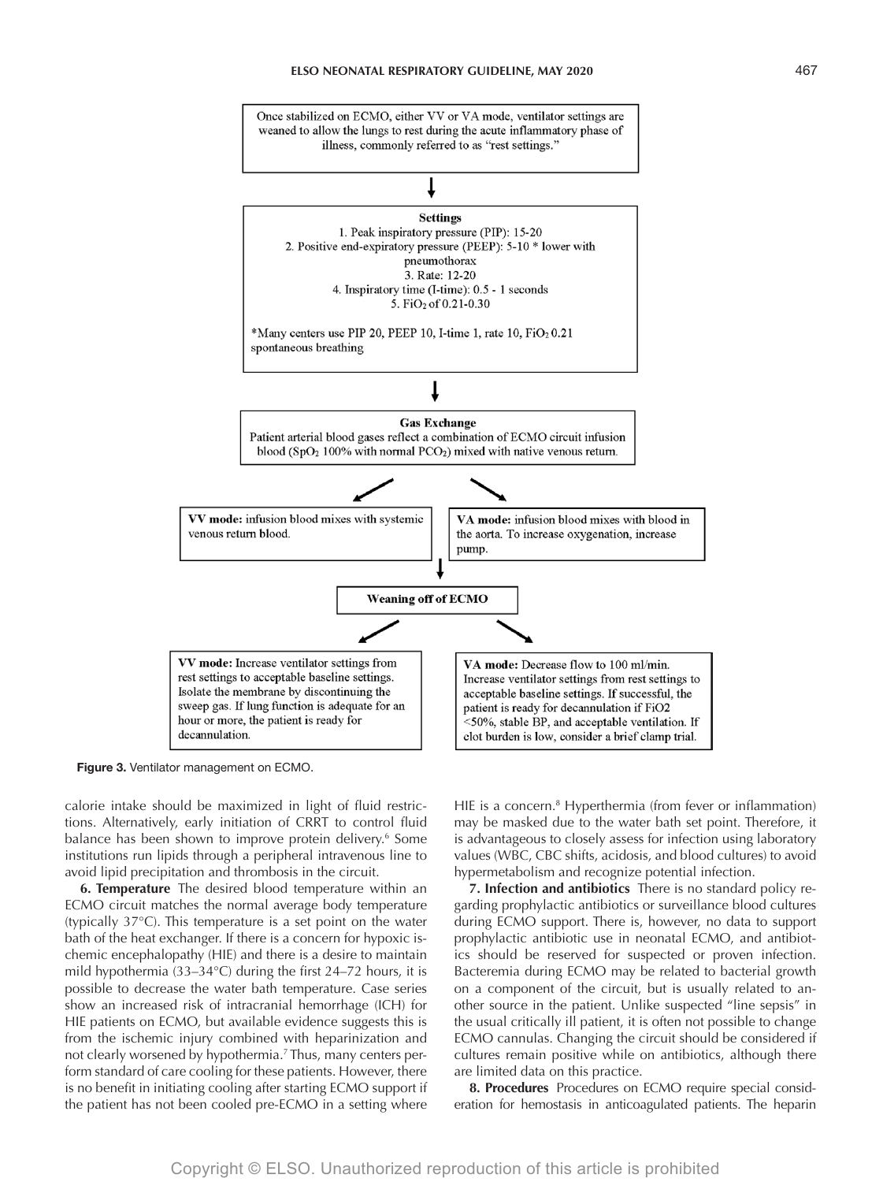Once stabilized on ECMO, either VV or VA mode, ventilator settings are weaned to allow the lungs to rest during the acute inflammatory phase of illness, commonly referred to as "rest settings."

↓

**Settings**

1. Peak inspiratory pressure (PIP): 15-20
2. Positive end-expiratory pressure (PEEP): 5-10 * lower with pneumothorax
3. Rate: 12-20
4. Inspiratory time (I-time): 0.5 - 1 seconds
5. $FiO_2$ of 0.21-0.30

*Many centers use PIP 20, PEEP 10, I-time 1, rate 10, $FiO_2$ 0.21 spontaneous breathing

↓

**Gas Exchange**

Patient arterial blood gases reflect a combination of ECMO circuit infusion blood ($SpO_2$ 100% with normal $PCO_2$) mixed with native venous return.

**VV mode:** infusion blood mixes with systemic venous return blood.

**VA mode:** infusion blood mixes with blood in the aorta. To increase oxygenation, increase pump.

↓

**Weaning off of ECMO**

**VV mode:** Increase ventilator settings from rest settings to acceptable baseline settings. Isolate the membrane by discontinuing the sweep gas. If lung function is adequate for an hour or more, the patient is ready for decannulation.

**VA mode:** Decrease flow to 100 ml/min. Increase ventilator settings from rest settings to acceptable baseline settings. If successful, the patient is ready for decannulation if FiO2 <50%, stable BP, and acceptable ventilation. If clot burden is low, consider a brief clamp trial.

**Figure 3.** Ventilator management on ECMO.

calorie intake should be maximized in light of fluid restrictions. Alternatively, early initiation of CRRT to control fluid balance has been shown to improve protein delivery.[6] Some institutions run lipids through a peripheral intravenous line to avoid lipid precipitation and thrombosis in the circuit.

**6. Temperature** The desired blood temperature within an ECMO circuit matches the normal average body temperature (typically 37°C). This temperature is a set point on the water bath of the heat exchanger. If there is a concern for hypoxic ischemic encephalopathy (HIE) and there is a desire to maintain mild hypothermia (33–34°C) during the first 24–72 hours, it is possible to decrease the water bath temperature. Case series show an increased risk of intracranial hemorrhage (ICH) for HIE patients on ECMO, but available evidence suggests this is from the ischemic injury combined with heparinization and not clearly worsened by hypothermia.[7] Thus, many centers perform standard of care cooling for these patients. However, there is no benefit in initiating cooling after starting ECMO support if the patient has not been cooled pre-ECMO in a setting where HIE is a concern.[8] Hyperthermia (from fever or inflammation) may be masked due to the water bath set point. Therefore, it is advantageous to closely assess for infection using laboratory values (WBC, CBC shifts, acidosis, and blood cultures) to avoid hypermetabolism and recognize potential infection.

**7. Infection and antibiotics** There is no standard policy regarding prophylactic antibiotics or surveillance blood cultures during ECMO support. There is, however, no data to support prophylactic antibiotic use in neonatal ECMO, and antibiotics should be reserved for suspected or proven infection. Bacteremia during ECMO may be related to bacterial growth on a component of the circuit, but is usually related to another source in the patient. Unlike suspected "line sepsis" in the usual critically ill patient, it is often not possible to change ECMO cannulas. Changing the circuit should be considered if cultures remain positive while on antibiotics, although there are limited data on this practice.

**8. Procedures** Procedures on ECMO require special consideration for hemostasis in anticoagulated patients. The heparin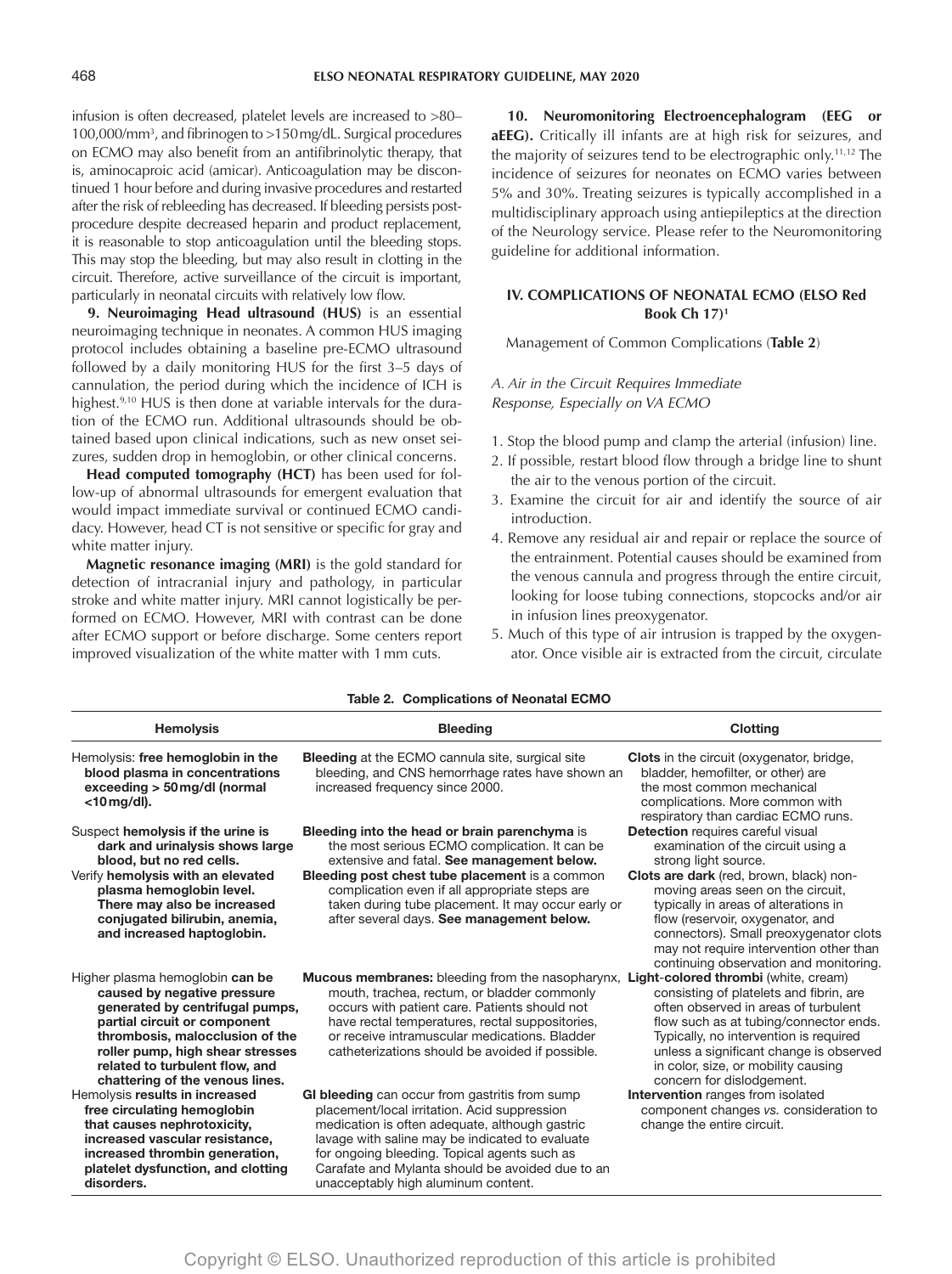infusion is often decreased, platelet levels are increased to >80–100,000/mm[3], and fibrinogen to >150 mg/dL. Surgical procedures on ECMO may also benefit from an antifibrinolytic therapy, that is, aminocaproic acid (amicar). Anticoagulation may be discontinued 1 hour before and during invasive procedures and restarted after the risk of rebleeding has decreased. If bleeding persists post-procedure despite decreased heparin and product replacement, it is reasonable to stop anticoagulation until the bleeding stops. This may stop the bleeding, but may also result in clotting in the circuit. Therefore, active surveillance of the circuit is important, particularly in neonatal circuits with relatively low flow.

**9. Neuroimaging Head ultrasound (HUS)** is an essential neuroimaging technique in neonates. A common HUS imaging protocol includes obtaining a baseline pre-ECMO ultrasound followed by a daily monitoring HUS for the first 3–5 days of cannulation, the period during which the incidence of ICH is highest.[9,10] HUS is then done at variable intervals for the duration of the ECMO run. Additional ultrasounds should be obtained based upon clinical indications, such as new onset seizures, sudden drop in hemoglobin, or other clinical concerns.

**Head computed tomography (HCT)** has been used for follow-up of abnormal ultrasounds for emergent evaluation that would impact immediate survival or continued ECMO candidacy. However, head CT is not sensitive or specific for gray and white matter injury.

**Magnetic resonance imaging (MRI)** is the gold standard for detection of intracranial injury and pathology, in particular stroke and white matter injury. MRI cannot logistically be performed on ECMO. However, MRI with contrast can be done after ECMO support or before discharge. Some centers report improved visualization of the white matter with 1 mm cuts.

**10. Neuromonitoring Electroencephalogram (EEG or aEEG).** Critically ill infants are at high risk for seizures, and the majority of seizures tend to be electrographic only.[11,12] The incidence of seizures for neonates on ECMO varies between 5% and 30%. Treating seizures is typically accomplished in a multidisciplinary approach using antiepileptics at the direction of the Neurology service. Please refer to the Neuromonitoring guideline for additional information.

## IV. COMPLICATIONS OF NEONATAL ECMO (ELSO Red Book Ch 17)[1]

Management of Common Complications (**Table 2**)

*A. Air in the Circuit Requires Immediate Response, Especially on VA ECMO*

1. Stop the blood pump and clamp the arterial (infusion) line.
2. If possible, restart blood flow through a bridge line to shunt the air to the venous portion of the circuit.
3. Examine the circuit for air and identify the source of air introduction.
4. Remove any residual air and repair or replace the source of the entrainment. Potential causes should be examined from the venous cannula and progress through the entire circuit, looking for loose tubing connections, stopcocks and/or air in infusion lines preoxygenator.
5. Much of this type of air intrusion is trapped by the oxygenator. Once visible air is extracted from the circuit, circulate

**Table 2. Complications of Neonatal ECMO**

| Hemolysis | Bleeding | Clotting |
|---|---|---|
| Hemolysis: **free hemoglobin in the blood plasma in concentrations exceeding > 50 mg/dl (normal <10 mg/dl).** | **Bleeding** at the ECMO cannula site, surgical site bleeding, and CNS hemorrhage rates have shown an increased frequency since 2000. | **Clots** in the circuit (oxygenator, bridge, bladder, hemofilter, or other) are the most common mechanical complications. More common with respiratory than cardiac ECMO runs. |
| Suspect **hemolysis if the urine is dark and urinalysis shows large blood, but no red cells.** | **Bleeding into the head or brain parenchyma** is the most serious ECMO complication. It can be extensive and fatal. **See management below.** | **Detection** requires careful visual examination of the circuit using a strong light source. |
| Verify **hemolysis with an elevated plasma hemoglobin level. There may also be increased conjugated bilirubin, anemia, and increased haptoglobin.** | **Bleeding post chest tube placement** is a common complication even if all appropriate steps are taken during tube placement. It may occur early or after several days. **See management below.** | **Clots are dark** (red, brown, black) non-moving areas seen on the circuit, typically in areas of alterations in flow (reservoir, oxygenator, and connectors). Small preoxygenator clots may not require intervention other than continuing observation and monitoring. |
| Higher plasma hemoglobin **can be caused by negative pressure generated by centrifugal pumps, partial circuit or component thrombosis, malocclusion of the roller pump, high shear stresses related to turbulent flow, and chattering of the venous lines.** | **Mucous membranes:** bleeding from the nasopharynx, mouth, trachea, rectum, or bladder commonly occurs with patient care. Patients should not have rectal temperatures, rectal suppositories, or receive intramuscular medications. Bladder catheterizations should be avoided if possible. | **Light-colored thrombi** (white, cream) consisting of platelets and fibrin, are often observed in areas of turbulent flow such as at tubing/connector ends. Typically, no intervention is required unless a significant change is observed in color, size, or mobility causing concern for dislodgement. |
| Hemolysis **results in increased free circulating hemoglobin that causes nephrotoxicity, increased vascular resistance, increased thrombin generation, platelet dysfunction, and clotting disorders.** | **GI bleeding** can occur from gastritis from sump placement/local irritation. Acid suppression medication is often adequate, although gastric lavage with saline may be indicated to evaluate for ongoing bleeding. Topical agents such as Carafate and Mylanta should be avoided due to an unacceptably high aluminum content. | **Intervention** ranges from isolated component changes *vs.* consideration to change the entire circuit. |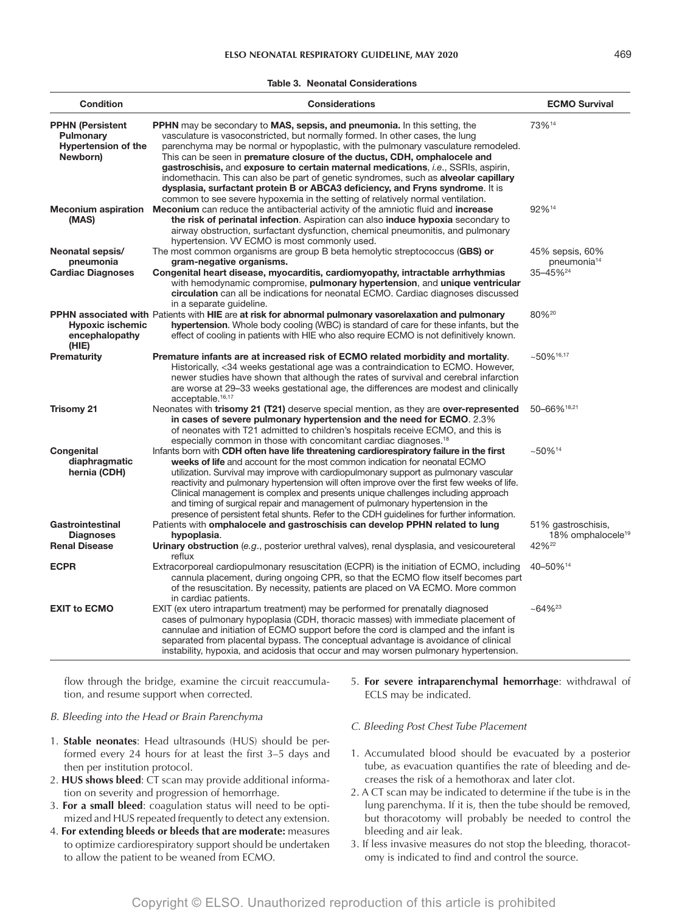**Table 3. Neonatal Considerations**

| Condition | Considerations | ECMO Survival |
| --- | --- | --- |
| **PPHN (Persistent Pulmonary Hypertension of the Newborn)** | **PPHN** may be secondary to **MAS, sepsis, and pneumonia.** In this setting, the vasculature is vasoconstricted, but normally formed. In other cases, the lung parenchyma may be normal or hypoplastic, with the pulmonary vasculature remodeled. This can be seen in **premature closure of the ductus, CDH, omphalocele and gastroschisis,** and **exposure to certain maternal medications**, *i.e.*, SSRIs, aspirin, indomethacin. This can also be part of genetic syndromes, such as **alveolar capillary dysplasia, surfactant protein B or ABCA3 deficiency, and Fryns syndrome**. It is common to see severe hypoxemia in the setting of relatively normal ventilation. | 73%[14] |
| **Meconium aspiration (MAS)** | **Meconium** can reduce the antibacterial activity of the amniotic fluid and **increase the risk of perinatal infection**. Aspiration can also **induce hypoxia** secondary to airway obstruction, surfactant dysfunction, chemical pneumonitis, and pulmonary hypertension. VV ECMO is most commonly used. | 92%[14] |
| **Neonatal sepsis/ pneumonia** | The most common organisms are group B beta hemolytic streptococcus (**GBS) or gram-negative organisms.** | 45% sepsis, 60% pneumonia[14] |
| **Cardiac Diagnoses** | **Congenital heart disease, myocarditis, cardiomyopathy, intractable arrhythmias** with hemodynamic compromise, **pulmonary hypertension**, and **unique ventricular circulation** can all be indications for neonatal ECMO. Cardiac diagnoses discussed in a separate guideline. | 35–45%[24] |
| **PPHN associated with Hypoxic ischemic encephalopathy (HIE)** | Patients with **HIE** are **at risk for abnormal pulmonary vasorelaxation and pulmonary hypertension**. Whole body cooling (WBC) is standard of care for these infants, but the effect of cooling in patients with HIE who also require ECMO is not definitively known. | 80%[20] |
| **Prematurity** | **Premature infants are at increased risk of ECMO related morbidity and mortality**. Historically, <34 weeks gestational age was a contraindication to ECMO. However, newer studies have shown that although the rates of survival and cerebral infarction are worse at 29–33 weeks gestational age, the differences are modest and clinically acceptable.[16,17] | ~50%[16,17] |
| **Trisomy 21** | Neonates with **trisomy 21 (T21)** deserve special mention, as they are **over-represented in cases of severe pulmonary hypertension and the need for ECMO**. 2.3% of neonates with T21 admitted to children's hospitals receive ECMO, and this is especially common in those with concomitant cardiac diagnoses.[18] | 50–66%[18,21] |
| **Congenital diaphragmatic hernia (CDH)** | Infants born with **CDH often have life threatening cardiorespiratory failure in the first weeks of life** and account for the most common indication for neonatal ECMO utilization. Survival may improve with cardiopulmonary support as pulmonary vascular reactivity and pulmonary hypertension will often improve over the first few weeks of life. Clinical management is complex and presents unique challenges including approach and timing of surgical repair and management of pulmonary hypertension in the presence of persistent fetal shunts. Refer to the CDH guidelines for further information. | ~50%[14] |
| **Gastrointestinal Diagnoses** | Patients with **omphalocele and gastroschisis can develop PPHN related to lung hypoplasia**. | 51% gastroschisis, 18% omphalocele[19] |
| **Renal Disease** | **Urinary obstruction** (*e.g.*, posterior urethral valves), renal dysplasia, and vesicoureteral reflux | 42%[22] |
| **ECPR** | Extracorporeal cardiopulmonary resuscitation (ECPR) is the initiation of ECMO, including cannula placement, during ongoing CPR, so that the ECMO flow itself becomes part of the resuscitation. By necessity, patients are placed on VA ECMO. More common in cardiac patients. | 40–50%[14] |
| **EXIT to ECMO** | EXIT (ex utero intrapartum treatment) may be performed for prenatally diagnosed cases of pulmonary hypoplasia (CDH, thoracic masses) with immediate placement of cannulae and initiation of ECMO support before the cord is clamped and the infant is separated from placental bypass. The conceptual advantage is avoidance of clinical instability, hypoxia, and acidosis that occur and may worsen pulmonary hypertension. | ~64%[23] |

flow through the bridge, examine the circuit reaccumulation, and resume support when corrected.

*B. Bleeding into the Head or Brain Parenchyma*

1. **Stable neonates**: Head ultrasounds (HUS) should be performed every 24 hours for at least the first 3–5 days and then per institution protocol.
2. **HUS shows bleed**: CT scan may provide additional information on severity and progression of hemorrhage.
3. **For a small bleed**: coagulation status will need to be optimized and HUS repeated frequently to detect any extension.
4. **For extending bleeds or bleeds that are moderate:** measures to optimize cardiorespiratory support should be undertaken to allow the patient to be weaned from ECMO.
5. **For severe intraparenchymal hemorrhage**: withdrawal of ECLS may be indicated.

*C. Bleeding Post Chest Tube Placement*

1. Accumulated blood should be evacuated by a posterior tube, as evacuation quantifies the rate of bleeding and decreases the risk of a hemothorax and later clot.
2. A CT scan may be indicated to determine if the tube is in the lung parenchyma. If it is, then the tube should be removed, but thoracotomy will probably be needed to control the bleeding and air leak.
3. If less invasive measures do not stop the bleeding, thoracotomy is indicated to find and control the source.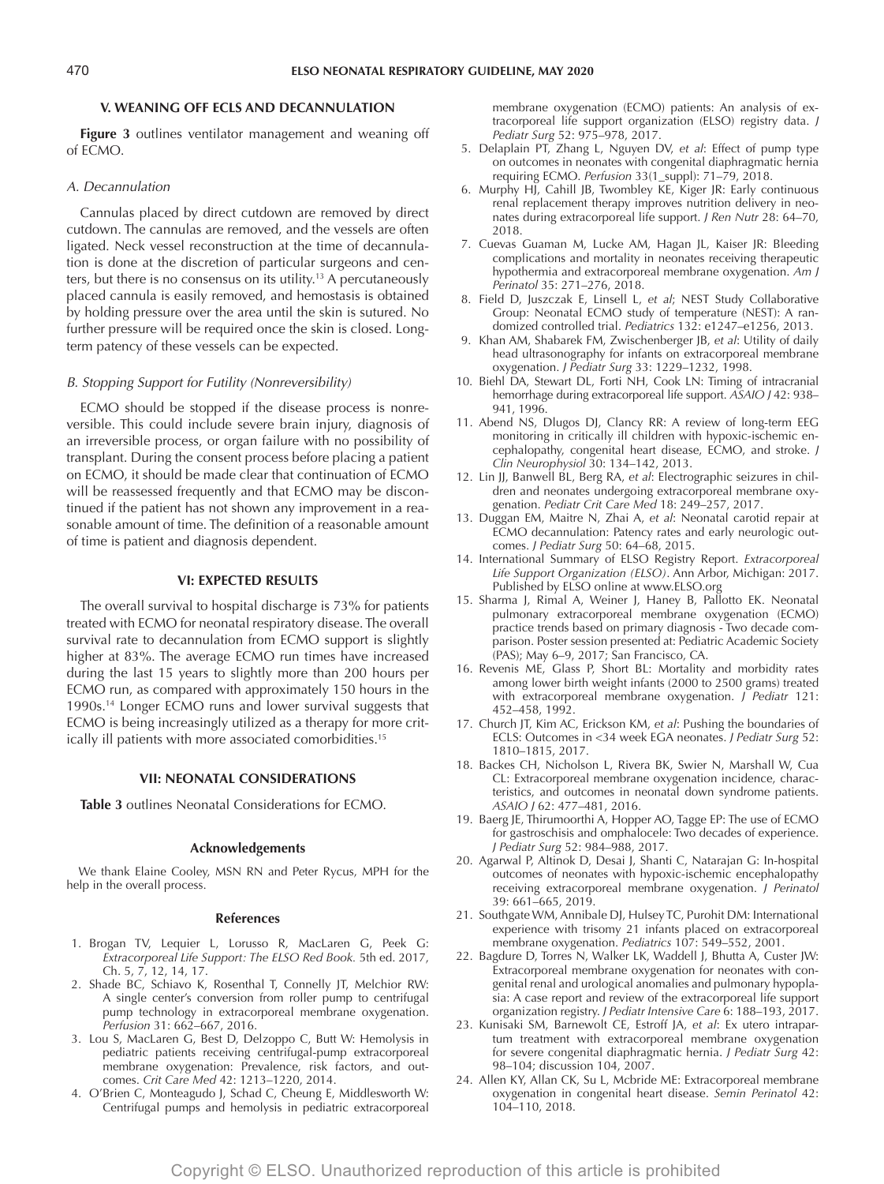## V. WEANING OFF ECLS AND DECANNULATION

**Figure 3** outlines ventilator management and weaning off of ECMO.

### *A. Decannulation*

Cannulas placed by direct cutdown are removed by direct cutdown. The cannulas are removed, and the vessels are often ligated. Neck vessel reconstruction at the time of decannulation is done at the discretion of particular surgeons and centers, but there is no consensus on its utility.[13] A percutaneously placed cannula is easily removed, and hemostasis is obtained by holding pressure over the area until the skin is sutured. No further pressure will be required once the skin is closed. Long-term patency of these vessels can be expected.

### *B. Stopping Support for Futility (Nonreversibility)*

ECMO should be stopped if the disease process is nonreversible. This could include severe brain injury, diagnosis of an irreversible process, or organ failure with no possibility of transplant. During the consent process before placing a patient on ECMO, it should be made clear that continuation of ECMO will be reassessed frequently and that ECMO may be discontinued if the patient has not shown any improvement in a reasonable amount of time. The definition of a reasonable amount of time is patient and diagnosis dependent.

## VI: EXPECTED RESULTS

The overall survival to hospital discharge is 73% for patients treated with ECMO for neonatal respiratory disease. The overall survival rate to decannulation from ECMO support is slightly higher at 83%. The average ECMO run times have increased during the last 15 years to slightly more than 200 hours per ECMO run, as compared with approximately 150 hours in the 1990s.[14] Longer ECMO runs and lower survival suggests that ECMO is being increasingly utilized as a therapy for more critically ill patients with more associated comorbidities.[15]

## VII: NEONATAL CONSIDERATIONS

**Table 3** outlines Neonatal Considerations for ECMO.

### Acknowledgements

We thank Elaine Cooley, MSN RN and Peter Rycus, MPH for the help in the overall process.

### References

1. Brogan TV, Lequier L, Lorusso R, MacLaren G, Peek G: *Extracorporeal Life Support: The ELSO Red Book.* 5th ed. 2017, Ch. 5, 7, 12, 14, 17.
2. Shade BC, Schiavo K, Rosenthal T, Connelly JT, Melchior RW: A single center's conversion from roller pump to centrifugal pump technology in extracorporeal membrane oxygenation. *Perfusion* 31: 662–667, 2016.
3. Lou S, MacLaren G, Best D, Delzoppo C, Butt W: Hemolysis in pediatric patients receiving centrifugal-pump extracorporeal membrane oxygenation: Prevalence, risk factors, and outcomes. *Crit Care Med* 42: 1213–1220, 2014.
4. O'Brien C, Monteagudo J, Schad C, Cheung E, Middlesworth W: Centrifugal pumps and hemolysis in pediatric extracorporeal membrane oxygenation (ECMO) patients: An analysis of extracorporeal life support organization (ELSO) registry data. *J Pediatr Surg* 52: 975–978, 2017.
5. Delaplain PT, Zhang L, Nguyen DV, *et al*: Effect of pump type on outcomes in neonates with congenital diaphragmatic hernia requiring ECMO. *Perfusion* 33(1_suppl): 71–79, 2018.
6. Murphy HJ, Cahill JB, Twombley KE, Kiger JR: Early continuous renal replacement therapy improves nutrition delivery in neonates during extracorporeal life support. *J Ren Nutr* 28: 64–70, 2018.
7. Cuevas Guaman M, Lucke AM, Hagan JL, Kaiser JR: Bleeding complications and mortality in neonates receiving therapeutic hypothermia and extracorporeal membrane oxygenation. *Am J Perinatol* 35: 271–276, 2018.
8. Field D, Juszczak E, Linsell L, *et al*; NEST Study Collaborative Group: Neonatal ECMO study of temperature (NEST): A randomized controlled trial. *Pediatrics* 132: e1247–e1256, 2013.
9. Khan AM, Shabarek FM, Zwischenberger JB, *et al*: Utility of daily head ultrasonography for infants on extracorporeal membrane oxygenation. *J Pediatr Surg* 33: 1229–1232, 1998.
10. Biehl DA, Stewart DL, Forti NH, Cook LN: Timing of intracranial hemorrhage during extracorporeal life support. *ASAIO J* 42: 938–941, 1996.
11. Abend NS, Dlugos DJ, Clancy RR: A review of long-term EEG monitoring in critically ill children with hypoxic-ischemic encephalopathy, congenital heart disease, ECMO, and stroke. *J Clin Neurophysiol* 30: 134–142, 2013.
12. Lin JJ, Banwell BL, Berg RA, *et al*: Electrographic seizures in children and neonates undergoing extracorporeal membrane oxygenation. *Pediatr Crit Care Med* 18: 249–257, 2017.
13. Duggan EM, Maitre N, Zhai A, *et al*: Neonatal carotid repair at ECMO decannulation: Patency rates and early neurologic outcomes. *J Pediatr Surg* 50: 64–68, 2015.
14. International Summary of ELSO Registry Report. *Extracorporeal Life Support Organization (ELSO)*. Ann Arbor, Michigan: 2017. Published by ELSO online at www.ELSO.org
15. Sharma J, Rimal A, Weiner J, Haney B, Pallotto EK. Neonatal pulmonary extracorporeal membrane oxygenation (ECMO) practice trends based on primary diagnosis - Two decade comparison. Poster session presented at: Pediatric Academic Society (PAS); May 6–9, 2017; San Francisco, CA.
16. Revenis ME, Glass P, Short BL: Mortality and morbidity rates among lower birth weight infants (2000 to 2500 grams) treated with extracorporeal membrane oxygenation. *J Pediatr* 121: 452–458, 1992.
17. Church JT, Kim AC, Erickson KM, *et al*: Pushing the boundaries of ECLS: Outcomes in <34 week EGA neonates. *J Pediatr Surg* 52: 1810–1815, 2017.
18. Backes CH, Nicholson L, Rivera BK, Swier N, Marshall W, Cua CL: Extracorporeal membrane oxygenation incidence, characteristics, and outcomes in neonatal down syndrome patients. *ASAIO J* 62: 477–481, 2016.
19. Baerg JE, Thirumoorthi A, Hopper AO, Tagge EP: The use of ECMO for gastroschisis and omphalocele: Two decades of experience. *J Pediatr Surg* 52: 984–988, 2017.
20. Agarwal P, Altinok D, Desai J, Shanti C, Natarajan G: In-hospital outcomes of neonates with hypoxic-ischemic encephalopathy receiving extracorporeal membrane oxygenation. *J Perinatol* 39: 661–665, 2019.
21. Southgate WM, Annibale DJ, Hulsey TC, Purohit DM: International experience with trisomy 21 infants placed on extracorporeal membrane oxygenation. *Pediatrics* 107: 549–552, 2001.
22. Bagdure D, Torres N, Walker LK, Waddell J, Bhutta A, Custer JW: Extracorporeal membrane oxygenation for neonates with congenital renal and urological anomalies and pulmonary hypoplasia: A case report and review of the extracorporeal life support organization registry. *J Pediatr Intensive Care* 6: 188–193, 2017.
23. Kunisaki SM, Barnewolt CE, Estroff JA, *et al*: Ex utero intrapartum treatment with extracorporeal membrane oxygenation for severe congenital diaphragmatic hernia. *J Pediatr Surg* 42: 98–104; discussion 104, 2007.
24. Allen KY, Allan CK, Su L, Mcbride ME: Extracorporeal membrane oxygenation in congenital heart disease. *Semin Perinatol* 42: 104–110, 2018.

Copyright © ELSO. Unauthorized reproduction of this article is prohibited